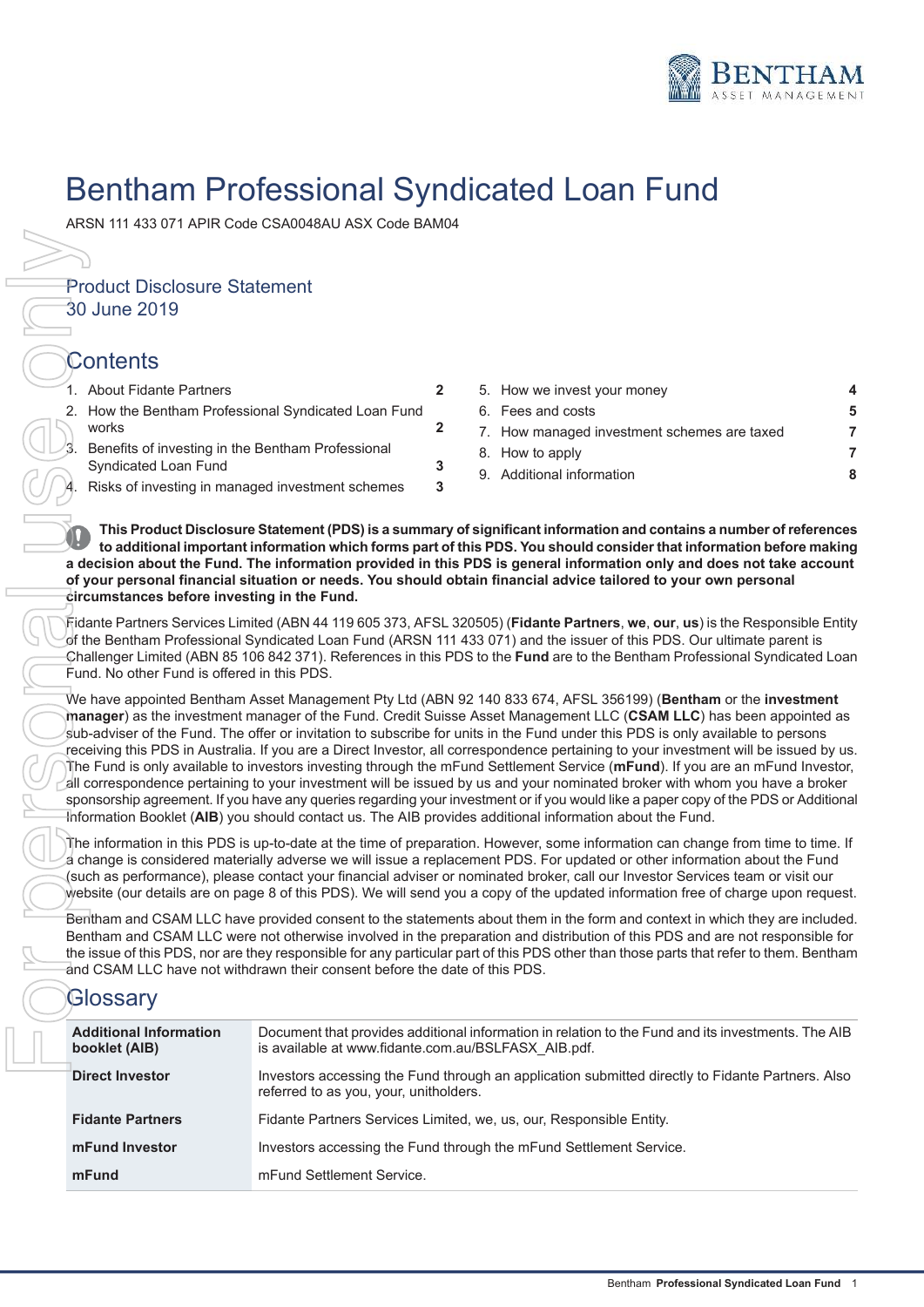# Bentham Professional Syndicated Loan Fund

ARSN 111 433 071 APIR Code CSA0048AU ASX Code BAM04

Product Disclosure Statement
30 June 2019

## Contents

| | | |
|---|---|---|
| 1. | About Fidante Partners | 2 |
| 2. | How the Bentham Professional Syndicated Loan Fund works | 2 |
| 3. | Benefits of investing in the Bentham Professional Syndicated Loan Fund | 3 |
| 4. | Risks of investing in managed investment schemes | 3 |
| 5. | How we invest your money | 4 |
| 6. | Fees and costs | 5 |
| 7. | How managed investment schemes are taxed | 7 |
| 8. | How to apply | 7 |
| 9. | Additional information | 8 |

**This Product Disclosure Statement (PDS) is a summary of significant information and contains a number of references to additional important information which forms part of this PDS. You should consider that information before making a decision about the Fund. The information provided in this PDS is general information only and does not take account of your personal financial situation or needs. You should obtain financial advice tailored to your own personal circumstances before investing in the Fund.**

Fidante Partners Services Limited (ABN 44 119 605 373, AFSL 320505) (**Fidante Partners**, **we**, **our**, **us**) is the Responsible Entity of the Bentham Professional Syndicated Loan Fund (ARSN 111 433 071) and the issuer of this PDS. Our ultimate parent is Challenger Limited (ABN 85 106 842 371). References in this PDS to the **Fund** are to the Bentham Professional Syndicated Loan Fund. No other Fund is offered in this PDS.

We have appointed Bentham Asset Management Pty Ltd (ABN 92 140 833 674, AFSL 356199) (**Bentham** or the **investment manager**) as the investment manager of the Fund. Credit Suisse Asset Management LLC (**CSAM LLC**) has been appointed as sub-adviser of the Fund. The offer or invitation to subscribe for units in the Fund under this PDS is only available to persons receiving this PDS in Australia. If you are a Direct Investor, all correspondence pertaining to your investment will be issued by us. The Fund is only available to investors investing through the mFund Settlement Service (**mFund**). If you are an mFund Investor, all correspondence pertaining to your investment will be issued by us and your nominated broker with whom you have a broker sponsorship agreement. If you have any queries regarding your investment or if you would like a paper copy of the PDS or Additional Information Booklet (**AIB**) you should contact us. The AIB provides additional information about the Fund.

The information in this PDS is up-to-date at the time of preparation. However, some information can change from time to time. If a change is considered materially adverse we will issue a replacement PDS. For updated or other information about the Fund (such as performance), please contact your financial adviser or nominated broker, call our Investor Services team or visit our website (our details are on page 8 of this PDS). We will send you a copy of the updated information free of charge upon request.

Bentham and CSAM LLC have provided consent to the statements about them in the form and context in which they are included. Bentham and CSAM LLC were not otherwise involved in the preparation and distribution of this PDS and are not responsible for the issue of this PDS, nor are they responsible for any particular part of this PDS other than those parts that refer to them. Bentham and CSAM LLC have not withdrawn their consent before the date of this PDS.

## Glossary

| | |
|---|---|
| **Additional Information booklet (AIB)** | Document that provides additional information in relation to the Fund and its investments. The AIB is available at www.fidante.com.au/BSLFASX_AIB.pdf. |
| **Direct Investor** | Investors accessing the Fund through an application submitted directly to Fidante Partners. Also referred to as you, your, unitholders. |
| **Fidante Partners** | Fidante Partners Services Limited, we, us, our, Responsible Entity. |
| **mFund Investor** | Investors accessing the Fund through the mFund Settlement Service. |
| **mFund** | mFund Settlement Service. |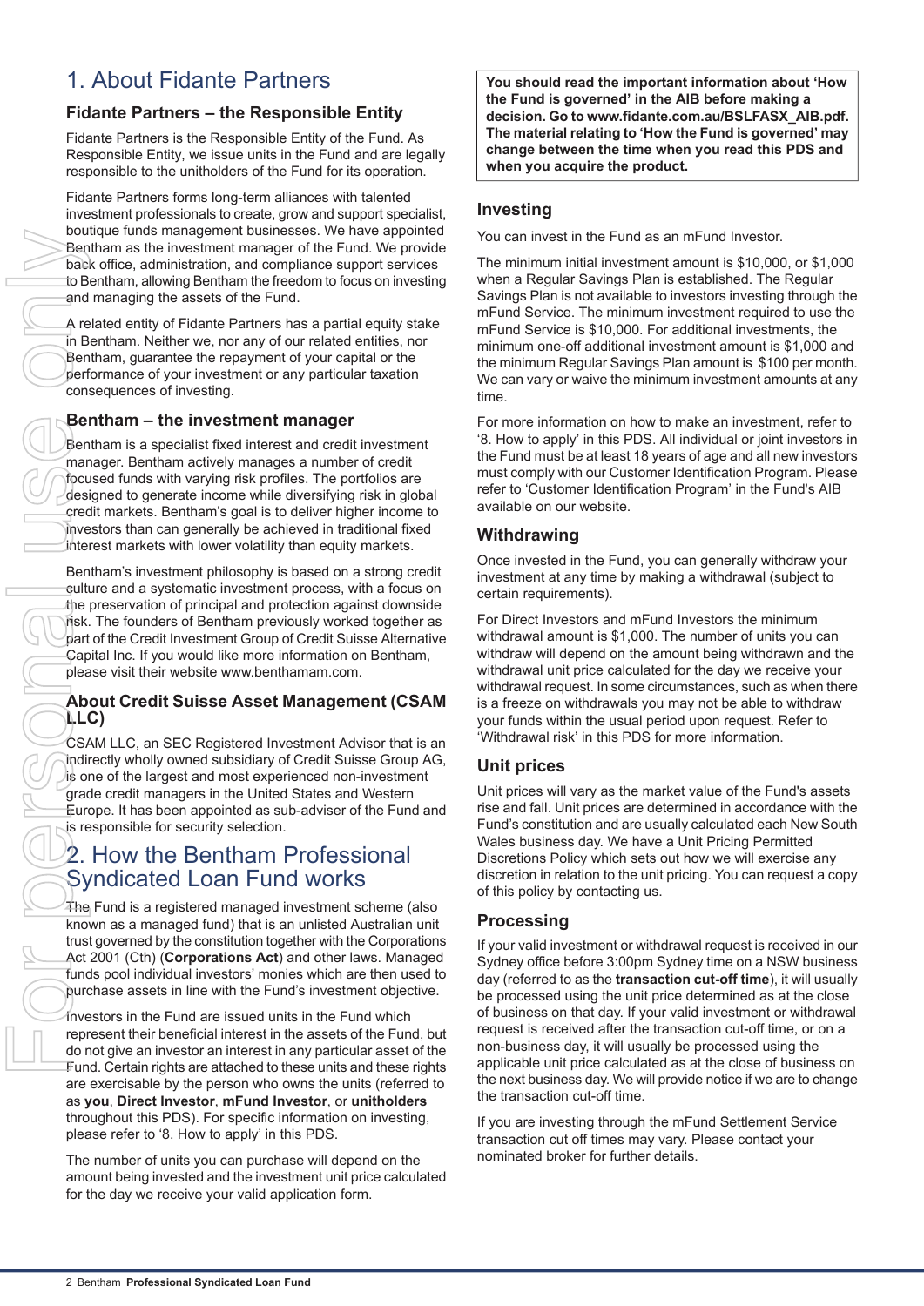# 1. About Fidante Partners

### Fidante Partners – the Responsible Entity

Fidante Partners is the Responsible Entity of the Fund. As Responsible Entity, we issue units in the Fund and are legally responsible to the unitholders of the Fund for its operation.

Fidante Partners forms long-term alliances with talented investment professionals to create, grow and support specialist, boutique funds management businesses. We have appointed Bentham as the investment manager of the Fund. We provide back office, administration, and compliance support services to Bentham, allowing Bentham the freedom to focus on investing and managing the assets of the Fund.

A related entity of Fidante Partners has a partial equity stake in Bentham. Neither we, nor any of our related entities, nor Bentham, guarantee the repayment of your capital or the performance of your investment or any particular taxation consequences of investing.

### Bentham – the investment manager

Bentham is a specialist fixed interest and credit investment manager. Bentham actively manages a number of credit focused funds with varying risk profiles. The portfolios are designed to generate income while diversifying risk in global credit markets. Bentham's goal is to deliver higher income to investors than can generally be achieved in traditional fixed interest markets with lower volatility than equity markets.

Bentham's investment philosophy is based on a strong credit culture and a systematic investment process, with a focus on the preservation of principal and protection against downside risk. The founders of Bentham previously worked together as part of the Credit Investment Group of Credit Suisse Alternative Capital Inc. If you would like more information on Bentham, please visit their website www.benthamam.com.

### About Credit Suisse Asset Management (CSAM LLC)

CSAM LLC, an SEC Registered Investment Advisor that is an indirectly wholly owned subsidiary of Credit Suisse Group AG, is one of the largest and most experienced non-investment grade credit managers in the United States and Western Europe. It has been appointed as sub-adviser of the Fund and is responsible for security selection.

# 2. How the Bentham Professional Syndicated Loan Fund works

The Fund is a registered managed investment scheme (also known as a managed fund) that is an unlisted Australian unit trust governed by the constitution together with the Corporations Act 2001 (Cth) (**Corporations Act**) and other laws. Managed funds pool individual investors' monies which are then used to purchase assets in line with the Fund's investment objective.

Investors in the Fund are issued units in the Fund which represent their beneficial interest in the assets of the Fund, but do not give an investor an interest in any particular asset of the Fund. Certain rights are attached to these units and these rights are exercisable by the person who owns the units (referred to as **you**, **Direct Investor**, **mFund Investor**, or **unitholders** throughout this PDS). For specific information on investing, please refer to '8. How to apply' in this PDS.

The number of units you can purchase will depend on the amount being invested and the investment unit price calculated for the day we receive your valid application form.

**You should read the important information about 'How the Fund is governed' in the AIB before making a decision. Go to www.fidante.com.au/BSLFASX_AIB.pdf. The material relating to 'How the Fund is governed' may change between the time when you read this PDS and when you acquire the product.**

### Investing

You can invest in the Fund as an mFund Investor.

The minimum initial investment amount is $10,000, or $1,000 when a Regular Savings Plan is established. The Regular Savings Plan is not available to investors investing through the mFund Service. The minimum investment required to use the mFund Service is $10,000. For additional investments, the minimum one-off additional investment amount is $1,000 and the minimum Regular Savings Plan amount is $100 per month. We can vary or waive the minimum investment amounts at any time.

For more information on how to make an investment, refer to '8. How to apply' in this PDS. All individual or joint investors in the Fund must be at least 18 years of age and all new investors must comply with our Customer Identification Program. Please refer to 'Customer Identification Program' in the Fund's AIB available on our website.

### Withdrawing

Once invested in the Fund, you can generally withdraw your investment at any time by making a withdrawal (subject to certain requirements).

For Direct Investors and mFund Investors the minimum withdrawal amount is $1,000. The number of units you can withdraw will depend on the amount being withdrawn and the withdrawal unit price calculated for the day we receive your withdrawal request. In some circumstances, such as when there is a freeze on withdrawals you may not be able to withdraw your funds within the usual period upon request. Refer to 'Withdrawal risk' in this PDS for more information.

### Unit prices

Unit prices will vary as the market value of the Fund's assets rise and fall. Unit prices are determined in accordance with the Fund's constitution and are usually calculated each New South Wales business day. We have a Unit Pricing Permitted Discretions Policy which sets out how we will exercise any discretion in relation to the unit pricing. You can request a copy of this policy by contacting us.

### Processing

If your valid investment or withdrawal request is received in our Sydney office before 3:00pm Sydney time on a NSW business day (referred to as the **transaction cut-off time**), it will usually be processed using the unit price determined as at the close of business on that day. If your valid investment or withdrawal request is received after the transaction cut-off time, or on a non-business day, it will usually be processed using the applicable unit price calculated as at the close of business on the next business day. We will provide notice if we are to change the transaction cut-off time.

If you are investing through the mFund Settlement Service transaction cut off times may vary. Please contact your nominated broker for further details.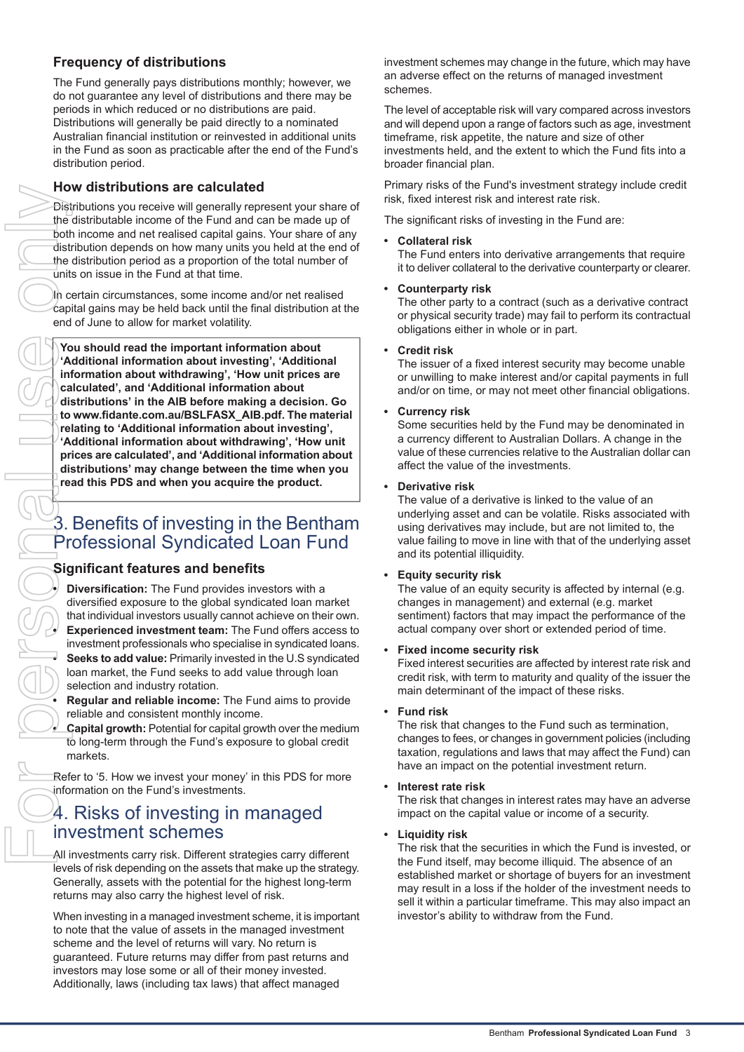### Frequency of distributions

The Fund generally pays distributions monthly; however, we do not guarantee any level of distributions and there may be periods in which reduced or no distributions are paid. Distributions will generally be paid directly to a nominated Australian financial institution or reinvested in additional units in the Fund as soon as practicable after the end of the Fund's distribution period.

### How distributions are calculated

Distributions you receive will generally represent your share of the distributable income of the Fund and can be made up of both income and net realised capital gains. Your share of any distribution depends on how many units you held at the end of the distribution period as a proportion of the total number of units on issue in the Fund at that time.

In certain circumstances, some income and/or net realised capital gains may be held back until the final distribution at the end of June to allow for market volatility.

**You should read the important information about 'Additional information about investing', 'Additional information about withdrawing', 'How unit prices are calculated', and 'Additional information about distributions' in the AIB before making a decision. Go to www.fidante.com.au/BSLFASX_AIB.pdf. The material relating to 'Additional information about investing', 'Additional information about withdrawing', 'How unit prices are calculated', and 'Additional information about distributions' may change between the time when you read this PDS and when you acquire the product.**

# 3. Benefits of investing in the Bentham Professional Syndicated Loan Fund

### Significant features and benefits

- **Diversification:** The Fund provides investors with a diversified exposure to the global syndicated loan market that individual investors usually cannot achieve on their own.
- **Experienced investment team:** The Fund offers access to investment professionals who specialise in syndicated loans.
- **Seeks to add value:** Primarily invested in the U.S syndicated loan market, the Fund seeks to add value through loan selection and industry rotation.
- **Regular and reliable income:** The Fund aims to provide reliable and consistent monthly income.
- **Capital growth:** Potential for capital growth over the medium to long-term through the Fund's exposure to global credit markets.

Refer to '5. How we invest your money' in this PDS for more information on the Fund's investments.

# 4. Risks of investing in managed investment schemes

All investments carry risk. Different strategies carry different levels of risk depending on the assets that make up the strategy. Generally, assets with the potential for the highest long-term returns may also carry the highest level of risk.

When investing in a managed investment scheme, it is important to note that the value of assets in the managed investment scheme and the level of returns will vary. No return is guaranteed. Future returns may differ from past returns and investors may lose some or all of their money invested. Additionally, laws (including tax laws) that affect managed investment schemes may change in the future, which may have an adverse effect on the returns of managed investment schemes.

The level of acceptable risk will vary compared across investors and will depend upon a range of factors such as age, investment timeframe, risk appetite, the nature and size of other investments held, and the extent to which the Fund fits into a broader financial plan.

Primary risks of the Fund's investment strategy include credit risk, fixed interest risk and interest rate risk.

The significant risks of investing in the Fund are:

- **Collateral risk**
  The Fund enters into derivative arrangements that require it to deliver collateral to the derivative counterparty or clearer.
- **Counterparty risk**
  The other party to a contract (such as a derivative contract or physical security trade) may fail to perform its contractual obligations either in whole or in part.
- **Credit risk**
  The issuer of a fixed interest security may become unable or unwilling to make interest and/or capital payments in full and/or on time, or may not meet other financial obligations.
- **Currency risk**
  Some securities held by the Fund may be denominated in a currency different to Australian Dollars. A change in the value of these currencies relative to the Australian dollar can affect the value of the investments.
- **Derivative risk**
  The value of a derivative is linked to the value of an underlying asset and can be volatile. Risks associated with using derivatives may include, but are not limited to, the value failing to move in line with that of the underlying asset and its potential illiquidity.
- **Equity security risk**
  The value of an equity security is affected by internal (e.g. changes in management) and external (e.g. market sentiment) factors that may impact the performance of the actual company over short or extended period of time.
- **Fixed income security risk**
  Fixed interest securities are affected by interest rate risk and credit risk, with term to maturity and quality of the issuer the main determinant of the impact of these risks.
- **Fund risk**
  The risk that changes to the Fund such as termination, changes to fees, or changes in government policies (including taxation, regulations and laws that may affect the Fund) can have an impact on the potential investment return.
- **Interest rate risk**
  The risk that changes in interest rates may have an adverse impact on the capital value or income of a security.
- **Liquidity risk**
  The risk that the securities in which the Fund is invested, or the Fund itself, may become illiquid. The absence of an established market or shortage of buyers for an investment may result in a loss if the holder of the investment needs to sell it within a particular timeframe. This may also impact an investor's ability to withdraw from the Fund.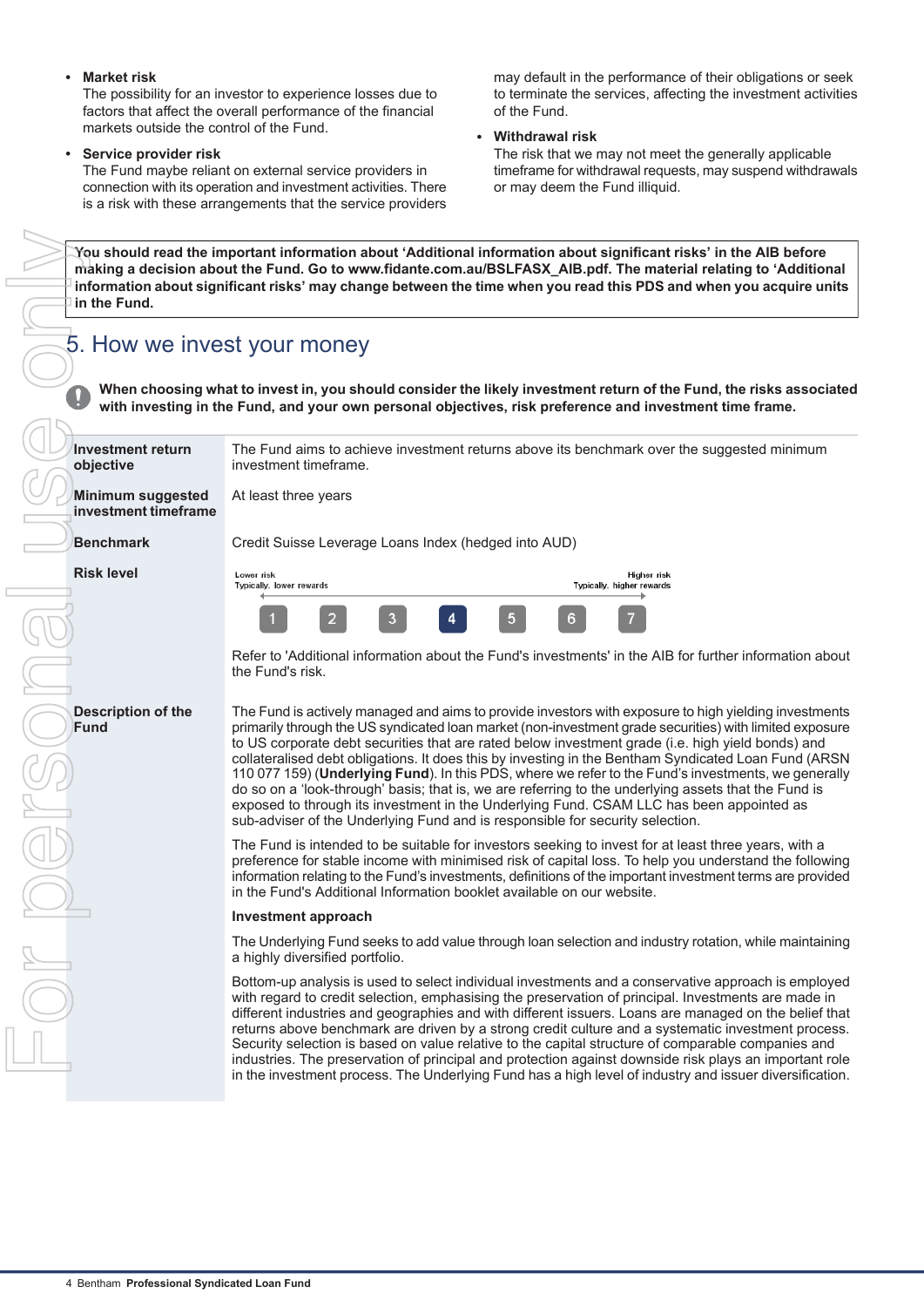- **Market risk**
  The possibility for an investor to experience losses due to factors that affect the overall performance of the financial markets outside the control of the Fund.

- **Service provider risk**
  The Fund maybe reliant on external service providers in connection with its operation and investment activities. There is a risk with these arrangements that the service providers may default in the performance of their obligations or seek to terminate the services, affecting the investment activities of the Fund.

- **Withdrawal risk**
  The risk that we may not meet the generally applicable timeframe for withdrawal requests, may suspend withdrawals or may deem the Fund illiquid.

**You should read the important information about 'Additional information about significant risks' in the AIB before making a decision about the Fund. Go to www.fidante.com.au/BSLFASX_AIB.pdf. The material relating to 'Additional information about significant risks' may change between the time when you read this PDS and when you acquire units in the Fund.**

# 5. How we invest your money

**When choosing what to invest in, you should consider the likely investment return of the Fund, the risks associated with investing in the Fund, and your own personal objectives, risk preference and investment time frame.**

| | |
|---|---|
| **Investment return objective** | The Fund aims to achieve investment returns above its benchmark over the suggested minimum investment timeframe. |
| **Minimum suggested investment timeframe** | At least three years |
| **Benchmark** | Credit Suisse Leverage Loans Index (hedged into AUD) |
| **Risk level** | Lower risk – Typically, lower rewards ← 1 2 3 **4** 5 6 7 → Higher risk – Typically, higher rewards<br><br>Refer to 'Additional information about the Fund's investments' in the AIB for further information about the Fund's risk. |
| **Description of the Fund** | The Fund is actively managed and aims to provide investors with exposure to high yielding investments primarily through the US syndicated loan market (non-investment grade securities) with limited exposure to US corporate debt securities that are rated below investment grade (i.e. high yield bonds) and collateralised debt obligations. It does this by investing in the Bentham Syndicated Loan Fund (ARSN 110 077 159) (**Underlying Fund**). In this PDS, where we refer to the Fund's investments, we generally do so on a 'look-through' basis; that is, we are referring to the underlying assets that the Fund is exposed to through its investment in the Underlying Fund. CSAM LLC has been appointed as sub-adviser of the Underlying Fund and is responsible for security selection.<br><br>The Fund is intended to be suitable for investors seeking to invest for at least three years, with a preference for stable income with minimised risk of capital loss. To help you understand the following information relating to the Fund's investments, definitions of the important investment terms are provided in the Fund's Additional Information booklet available on our website.<br><br>**Investment approach**<br><br>The Underlying Fund seeks to add value through loan selection and industry rotation, while maintaining a highly diversified portfolio.<br><br>Bottom-up analysis is used to select individual investments and a conservative approach is employed with regard to credit selection, emphasising the preservation of principal. Investments are made in different industries and geographies and with different issuers. Loans are managed on the belief that returns above benchmark are driven by a strong credit culture and a systematic investment process. Security selection is based on value relative to the capital structure of comparable companies and industries. The preservation of principal and protection against downside risk plays an important role in the investment process. The Underlying Fund has a high level of industry and issuer diversification. |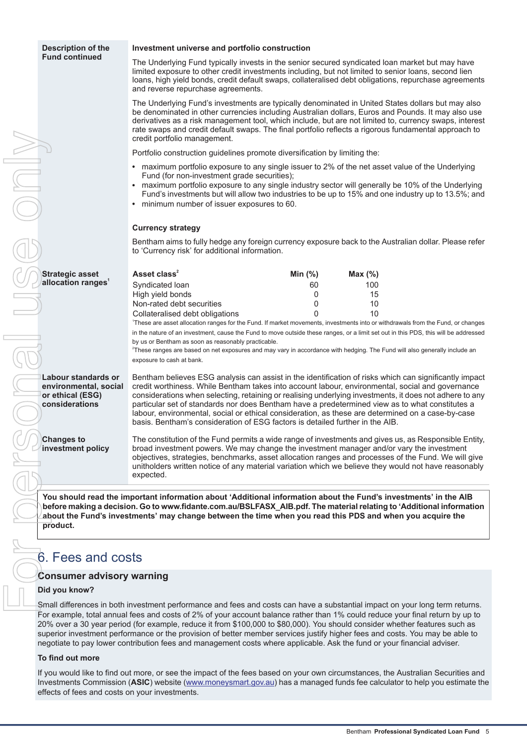**Description of the Fund continued**

### Investment universe and portfolio construction

The Underlying Fund typically invests in the senior secured syndicated loan market but may have limited exposure to other credit investments including, but not limited to, senior loans, second lien loans, high yield bonds, credit default swaps, collateralised debt obligations, repurchase agreements and reverse repurchase agreements.

The Underlying Fund's investments are typically denominated in United States dollars but may also be denominated in other currencies including Australian dollars, Euros and Pounds. It may also use derivatives as a risk management tool, which include, but are not limited to, currency swaps, interest rate swaps and credit default swaps. The final portfolio reflects a rigorous fundamental approach to credit portfolio management.

Portfolio construction guidelines promote diversification by limiting the:

- maximum portfolio exposure to any single issuer to 2% of the net asset value of the Underlying Fund (for non-investment grade securities);
- maximum portfolio exposure to any single industry sector will generally be 10% of the Underlying Fund's investments but will allow two industries to be up to 15% and one industry up to 13.5%; and
- minimum number of issuer exposures to 60.

### Currency strategy

Bentham aims to fully hedge any foreign currency exposure back to the Australian dollar. Please refer to 'Currency risk' for additional information.

**Strategic asset allocation ranges[1]**

| Asset class[2] | Min (%) | Max (%) |
|---|---|---|
| Syndicated loan | 60 | 100 |
| High yield bonds | 0 | 15 |
| Non-rated debt securities | 0 | 10 |
| Collateralised debt obligations | 0 | 10 |

[1] These are asset allocation ranges for the Fund. If market movements, investments into or withdrawals from the Fund, or changes in the nature of an investment, cause the Fund to move outside these ranges, or a limit set out in this PDS, this will be addressed by us or Bentham as soon as reasonably practicable.

[2] These ranges are based on net exposures and may vary in accordance with hedging. The Fund will also generally include an exposure to cash at bank.

**Labour standards or environmental, social or ethical (ESG) considerations**

Bentham believes ESG analysis can assist in the identification of risks which can significantly impact credit worthiness. While Bentham takes into account labour, environmental, social and governance considerations when selecting, retaining or realising underlying investments, it does not adhere to any particular set of standards nor does Bentham have a predetermined view as to what constitutes a labour, environmental, social or ethical consideration, as these are determined on a case-by-case basis. Bentham's consideration of ESG factors is detailed further in the AIB.

**Changes to investment policy**

The constitution of the Fund permits a wide range of investments and gives us, as Responsible Entity, broad investment powers. We may change the investment manager and/or vary the investment objectives, strategies, benchmarks, asset allocation ranges and processes of the Fund. We will give unitholders written notice of any material variation which we believe they would not have reasonably expected.

**You should read the important information about 'Additional information about the Fund's investments' in the AIB before making a decision. Go to www.fidante.com.au/BSLFASX_AIB.pdf. The material relating to 'Additional information about the Fund's investments' may change between the time when you read this PDS and when you acquire the product.**

# 6. Fees and costs

## Consumer advisory warning

### Did you know?

Small differences in both investment performance and fees and costs can have a substantial impact on your long term returns. For example, total annual fees and costs of 2% of your account balance rather than 1% could reduce your final return by up to 20% over a 30 year period (for example, reduce it from $100,000 to $80,000). You should consider whether features such as superior investment performance or the provision of better member services justify higher fees and costs. You may be able to negotiate to pay lower contribution fees and management costs where applicable. Ask the fund or your financial adviser.

### To find out more

If you would like to find out more, or see the impact of the fees based on your own circumstances, the Australian Securities and Investments Commission (**ASIC**) website (www.moneysmart.gov.au) has a managed funds fee calculator to help you estimate the effects of fees and costs on your investments.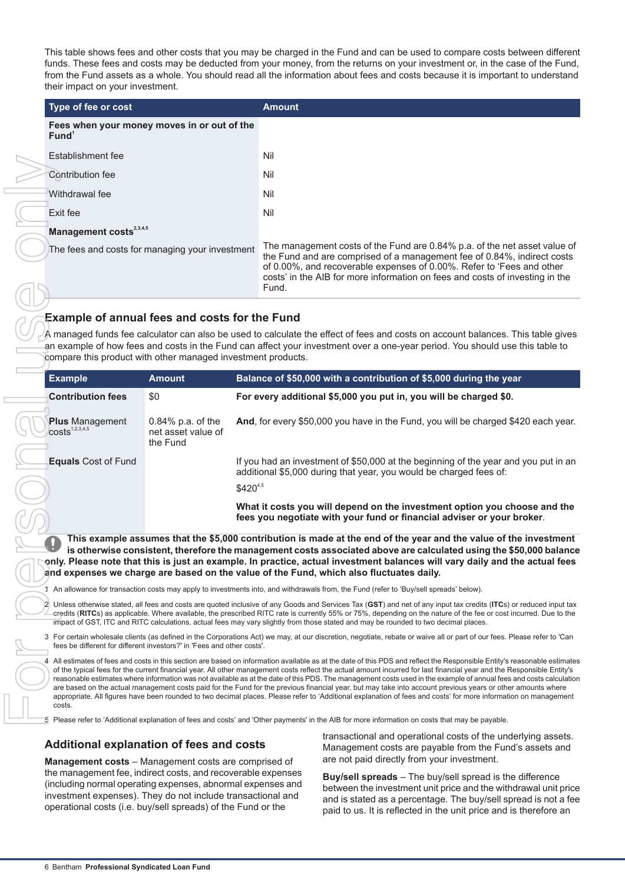This table shows fees and other costs that you may be charged in the Fund and can be used to compare costs between different funds. These fees and costs may be deducted from your money, from the returns on your investment or, in the case of the Fund, from the Fund assets as a whole. You should read all the information about fees and costs because it is important to understand their impact on your investment.

| Type of fee or cost | Amount |
|---|---|
| **Fees when your money moves in or out of the Fund**[1] | |
| Establishment fee | Nil |
| Contribution fee | Nil |
| Withdrawal fee | Nil |
| Exit fee | Nil |
| **Management costs**[2,3,4,5] | |
| The fees and costs for managing your investment | The management costs of the Fund are 0.84% p.a. of the net asset value of the Fund and are comprised of a management fee of 0.84%, indirect costs of 0.00%, and recoverable expenses of 0.00%. Refer to 'Fees and other costs' in the AIB for more information on fees and costs of investing in the Fund. |

## Example of annual fees and costs for the Fund

A managed funds fee calculator can also be used to calculate the effect of fees and costs on account balances. This table gives an example of how fees and costs in the Fund can affect your investment over a one-year period. You should use this table to compare this product with other managed investment products.

| Example | Amount | Balance of $50,000 with a contribution of $5,000 during the year |
|---|---|---|
| **Contribution fees** | $0 | **For every additional $5,000 you put in, you will be charged $0.** |
| **Plus** Management costs[1,2,3,4,5] | 0.84% p.a. of the net asset value of the Fund | **And**, for every $50,000 you have in the Fund, you will be charged $420 each year. |
| **Equals** Cost of Fund | | If you had an investment of $50,000 at the beginning of the year and you put in an additional $5,000 during that year, you would be charged fees of:<br><br>$420[4,5]<br><br>**What it costs you will depend on the investment option you choose and the fees you negotiate with your fund or financial adviser or your broker**. |

**This example assumes that the $5,000 contribution is made at the end of the year and the value of the investment is otherwise consistent, therefore the management costs associated above are calculated using the $50,000 balance only. Please note that this is just an example. In practice, actual investment balances will vary daily and the actual fees and expenses we charge are based on the value of the Fund, which also fluctuates daily.**

1 An allowance for transaction costs may apply to investments into, and withdrawals from, the Fund (refer to 'Buy/sell spreads' below).

2 Unless otherwise stated, all fees and costs are quoted inclusive of any Goods and Services Tax (**GST**) and net of any input tax credits (**ITCs**) or reduced input tax credits (**RITCs**) as applicable. Where available, the prescribed RITC rate is currently 55% or 75%, depending on the nature of the fee or cost incurred. Due to the impact of GST, ITC and RITC calculations, actual fees may vary slightly from those stated and may be rounded to two decimal places.

3 For certain wholesale clients (as defined in the Corporations Act) we may, at our discretion, negotiate, rebate or waive all or part of our fees. Please refer to 'Can fees be different for different investors?' in 'Fees and other costs'.

4 All estimates of fees and costs in this section are based on information available as at the date of this PDS and reflect the Responsible Entity's reasonable estimates of the typical fees for the current financial year. All other management costs reflect the actual amount incurred for last financial year and the Responsible Entity's reasonable estimates where information was not available as at the date of this PDS. The management costs used in the example of annual fees and costs calculation are based on the actual management costs paid for the Fund for the previous financial year, but may take into account previous years or other amounts where appropriate. All figures have been rounded to two decimal places. Please refer to 'Additional explanation of fees and costs' for more information on management costs.

5 Please refer to 'Additional explanation of fees and costs' and 'Other payments' in the AIB for more information on costs that may be payable.

## Additional explanation of fees and costs

**Management costs** – Management costs are comprised of the management fee, indirect costs, and recoverable expenses (including normal operating expenses, abnormal expenses and investment expenses). They do not include transactional and operational costs (i.e. buy/sell spreads) of the Fund or the transactional and operational costs of the underlying assets. Management costs are payable from the Fund's assets and are not paid directly from your investment.

**Buy/sell spreads** – The buy/sell spread is the difference between the investment unit price and the withdrawal unit price and is stated as a percentage. The buy/sell spread is not a fee paid to us. It is reflected in the unit price and is therefore an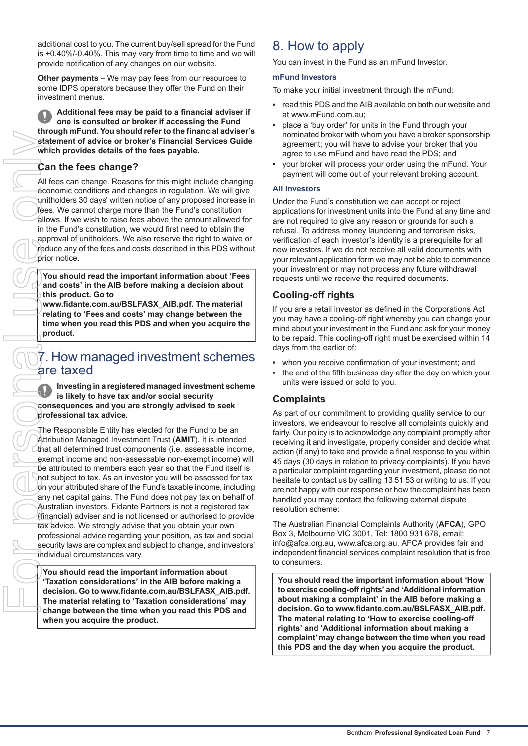additional cost to you. The current buy/sell spread for the Fund is +0.40%/-0.40%. This may vary from time to time and we will provide notification of any changes on our website.

**Other payments** – We may pay fees from our resources to some IDPS operators because they offer the Fund on their investment menus.

**Additional fees may be paid to a financial adviser if one is consulted or broker if accessing the Fund through mFund. You should refer to the financial adviser's statement of advice or broker's Financial Services Guide which provides details of the fees payable.**

### Can the fees change?

All fees can change. Reasons for this might include changing economic conditions and changes in regulation. We will give unitholders 30 days' written notice of any proposed increase in fees. We cannot charge more than the Fund's constitution allows. If we wish to raise fees above the amount allowed for in the Fund's constitution, we would first need to obtain the approval of unitholders. We also reserve the right to waive or reduce any of the fees and costs described in this PDS without prior notice.

**You should read the important information about 'Fees and costs' in the AIB before making a decision about this product. Go to www.fidante.com.au/BSLFASX_AIB.pdf. The material relating to 'Fees and costs' may change between the time when you read this PDS and when you acquire the product.**

## 7. How managed investment schemes are taxed

**Investing in a registered managed investment scheme is likely to have tax and/or social security consequences and you are strongly advised to seek professional tax advice.**

The Responsible Entity has elected for the Fund to be an Attribution Managed Investment Trust (**AMIT**). It is intended that all determined trust components (i.e. assessable income, exempt income and non-assessable non-exempt income) will be attributed to members each year so that the Fund itself is not subject to tax. As an investor you will be assessed for tax on your attributed share of the Fund's taxable income, including any net capital gains. The Fund does not pay tax on behalf of Australian investors. Fidante Partners is not a registered tax (financial) adviser and is not licensed or authorised to provide tax advice. We strongly advise that you obtain your own professional advice regarding your position, as tax and social security laws are complex and subject to change, and investors' individual circumstances vary.

**You should read the important information about 'Taxation considerations' in the AIB before making a decision. Go to www.fidante.com.au/BSLFASX_AIB.pdf. The material relating to 'Taxation considerations' may change between the time when you read this PDS and when you acquire the product.**

## 8. How to apply

You can invest in the Fund as an mFund Investor.

#### mFund Investors

To make your initial investment through the mFund:

- read this PDS and the AIB available on both our website and at www.mFund.com.au;
- place a 'buy order' for units in the Fund through your nominated broker with whom you have a broker sponsorship agreement; you will have to advise your broker that you agree to use mFund and have read the PDS; and
- your broker will process your order using the mFund. Your payment will come out of your relevant broking account.

#### All investors

Under the Fund's constitution we can accept or reject applications for investment units into the Fund at any time and are not required to give any reason or grounds for such a refusal. To address money laundering and terrorism risks, verification of each investor's identity is a prerequisite for all new investors. If we do not receive all valid documents with your relevant application form we may not be able to commence your investment or may not process any future withdrawal requests until we receive the required documents.

### Cooling-off rights

If you are a retail investor as defined in the Corporations Act you may have a cooling-off right whereby you can change your mind about your investment in the Fund and ask for your money to be repaid. This cooling-off right must be exercised within 14 days from the earlier of:

- when you receive confirmation of your investment; and
- the end of the fifth business day after the day on which your units were issued or sold to you.

### Complaints

As part of our commitment to providing quality service to our investors, we endeavour to resolve all complaints quickly and fairly. Our policy is to acknowledge any complaint promptly after receiving it and investigate, properly consider and decide what action (if any) to take and provide a final response to you within 45 days (30 days in relation to privacy complaints). If you have a particular complaint regarding your investment, please do not hesitate to contact us by calling 13 51 53 or writing to us. If you are not happy with our response or how the complaint has been handled you may contact the following external dispute resolution scheme:

The Australian Financial Complaints Authority (**AFCA**), GPO Box 3, Melbourne VIC 3001, Tel: 1800 931 678, email: info@afca.org.au, www.afca.org.au. AFCA provides fair and independent financial services complaint resolution that is free to consumers.

**You should read the important information about 'How to exercise cooling-off rights' and 'Additional information about making a complaint' in the AIB before making a decision. Go to www.fidante.com.au/BSLFASX_AIB.pdf. The material relating to 'How to exercise cooling-off rights' and 'Additional information about making a complaint' may change between the time when you read this PDS and the day when you acquire the product.**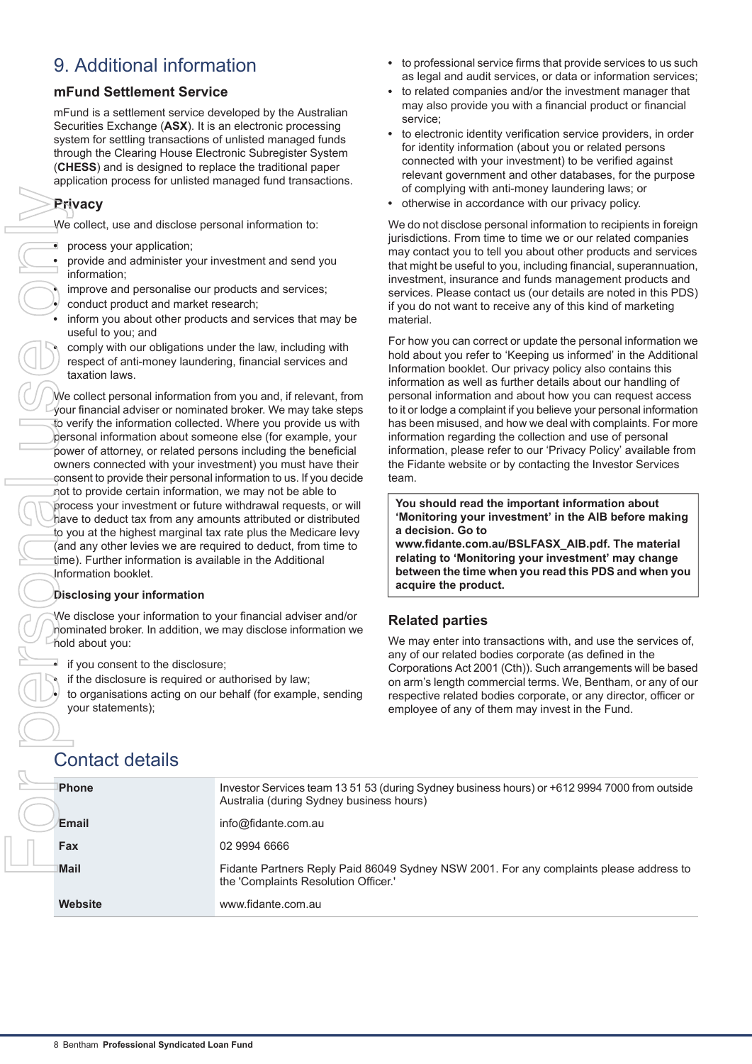# 9. Additional information

## mFund Settlement Service

mFund is a settlement service developed by the Australian Securities Exchange (**ASX**). It is an electronic processing system for settling transactions of unlisted managed funds through the Clearing House Electronic Subregister System (**CHESS**) and is designed to replace the traditional paper application process for unlisted managed fund transactions.

## Privacy

We collect, use and disclose personal information to:

- process your application;
- provide and administer your investment and send you information;
- improve and personalise our products and services;
- conduct product and market research;
- inform you about other products and services that may be useful to you; and
- comply with our obligations under the law, including with respect of anti-money laundering, financial services and taxation laws.

We collect personal information from you and, if relevant, from your financial adviser or nominated broker. We may take steps to verify the information collected. Where you provide us with personal information about someone else (for example, your power of attorney, or related persons including the beneficial owners connected with your investment) you must have their consent to provide their personal information to us. If you decide not to provide certain information, we may not be able to process your investment or future withdrawal requests, or will have to deduct tax from any amounts attributed or distributed to you at the highest marginal tax rate plus the Medicare levy (and any other levies we are required to deduct, from time to time). Further information is available in the Additional Information booklet.

### Disclosing your information

We disclose your information to your financial adviser and/or nominated broker. In addition, we may disclose information we hold about you:

- if you consent to the disclosure;
- if the disclosure is required or authorised by law;
- to organisations acting on our behalf (for example, sending your statements);
- to professional service firms that provide services to us such as legal and audit services, or data or information services;
- to related companies and/or the investment manager that may also provide you with a financial product or financial service;
- to electronic identity verification service providers, in order for identity information (about you or related persons connected with your investment) to be verified against relevant government and other databases, for the purpose of complying with anti-money laundering laws; or
- otherwise in accordance with our privacy policy.

We do not disclose personal information to recipients in foreign jurisdictions. From time to time we or our related companies may contact you to tell you about other products and services that might be useful to you, including financial, superannuation, investment, insurance and funds management products and services. Please contact us (our details are noted in this PDS) if you do not want to receive any of this kind of marketing material.

For how you can correct or update the personal information we hold about you refer to 'Keeping us informed' in the Additional Information booklet. Our privacy policy also contains this information as well as further details about our handling of personal information and about how you can request access to it or lodge a complaint if you believe your personal information has been misused, and how we deal with complaints. For more information regarding the collection and use of personal information, please refer to our 'Privacy Policy' available from the Fidante website or by contacting the Investor Services team.

**You should read the important information about 'Monitoring your investment' in the AIB before making a decision. Go to www.fidante.com.au/BSLFASX_AIB.pdf. The material relating to 'Monitoring your investment' may change between the time when you read this PDS and when you acquire the product.**

## Related parties

We may enter into transactions with, and use the services of, any of our related bodies corporate (as defined in the Corporations Act 2001 (Cth)). Such arrangements will be based on arm's length commercial terms. We, Bentham, or any of our respective related bodies corporate, or any director, officer or employee of any of them may invest in the Fund.

# Contact details

| | |
|---|---|
| **Phone** | Investor Services team 13 51 53 (during Sydney business hours) or +612 9994 7000 from outside Australia (during Sydney business hours) |
| **Email** | info@fidante.com.au |
| **Fax** | 02 9994 6666 |
| **Mail** | Fidante Partners Reply Paid 86049 Sydney NSW 2001. For any complaints please address to the 'Complaints Resolution Officer.' |
| **Website** | www.fidante.com.au |